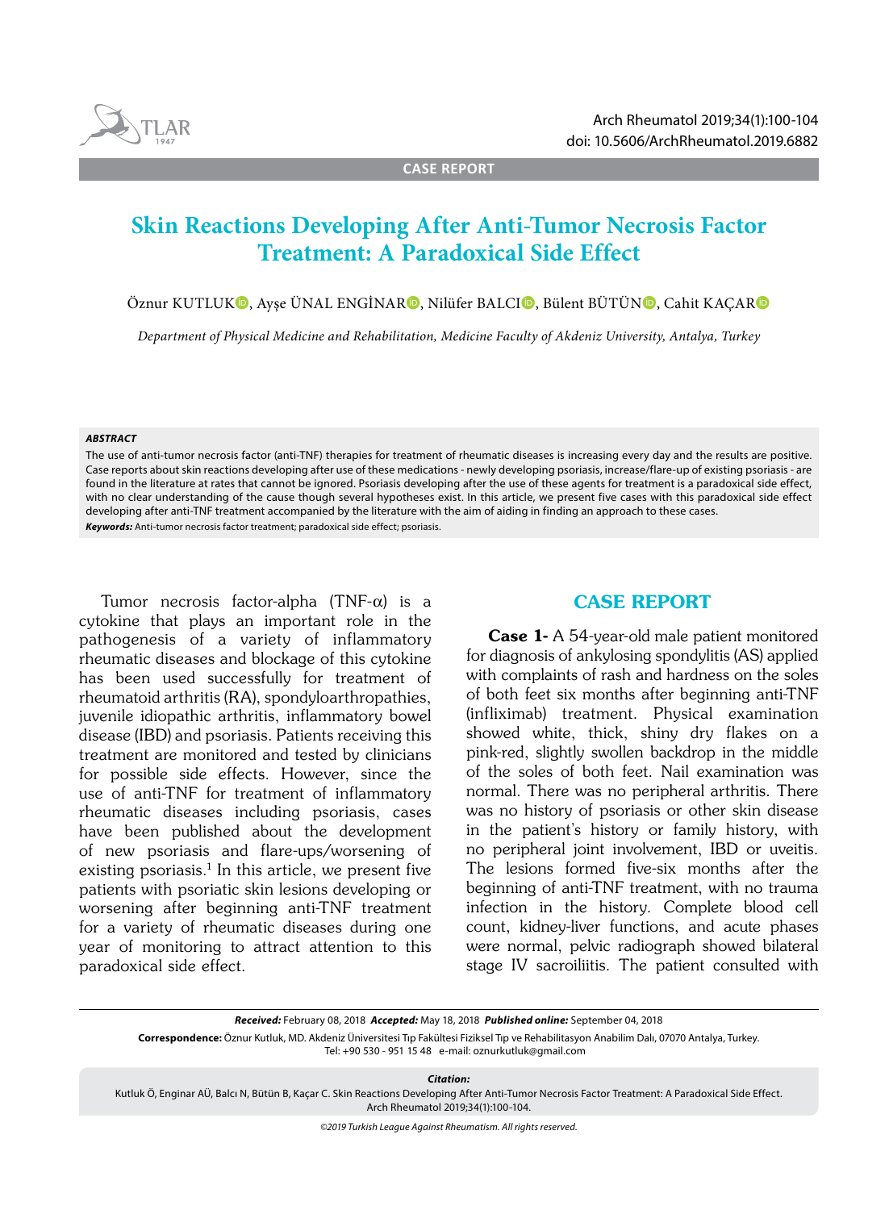CASE REPORT

# Skin Reactions Developing After Anti-Tumor Necrosis Factor Treatment: A Paradoxical Side Effect

Öznur KUTLUK, Ayşe ÜNAL ENGİNAR, Nilüfer BALCI, Bülent BÜTÜN, Cahit KAÇAR

*Department of Physical Medicine and Rehabilitation, Medicine Faculty of Akdeniz University, Antalya, Turkey*

***ABSTRACT***

The use of anti-tumor necrosis factor (anti-TNF) therapies for treatment of rheumatic diseases is increasing every day and the results are positive. Case reports about skin reactions developing after use of these medications - newly developing psoriasis, increase/flare-up of existing psoriasis - are found in the literature at rates that cannot be ignored. Psoriasis developing after the use of these agents for treatment is a paradoxical side effect, with no clear understanding of the cause though several hypotheses exist. In this article, we present five cases with this paradoxical side effect developing after anti-TNF treatment accompanied by the literature with the aim of aiding in finding an approach to these cases.

***Keywords:*** Anti-tumor necrosis factor treatment; paradoxical side effect; psoriasis.

Tumor necrosis factor-alpha (TNF-α) is a cytokine that plays an important role in the pathogenesis of a variety of inflammatory rheumatic diseases and blockage of this cytokine has been used successfully for treatment of rheumatoid arthritis (RA), spondyloarthropathies, juvenile idiopathic arthritis, inflammatory bowel disease (IBD) and psoriasis. Patients receiving this treatment are monitored and tested by clinicians for possible side effects. However, since the use of anti-TNF for treatment of inflammatory rheumatic diseases including psoriasis, cases have been published about the development of new psoriasis and flare-ups/worsening of existing psoriasis.[1] In this article, we present five patients with psoriatic skin lesions developing or worsening after beginning anti-TNF treatment for a variety of rheumatic diseases during one year of monitoring to attract attention to this paradoxical side effect.

## CASE REPORT

**Case 1-** A 54-year-old male patient monitored for diagnosis of ankylosing spondylitis (AS) applied with complaints of rash and hardness on the soles of both feet six months after beginning anti-TNF (infliximab) treatment. Physical examination showed white, thick, shiny dry flakes on a pink-red, slightly swollen backdrop in the middle of the soles of both feet. Nail examination was normal. There was no peripheral arthritis. There was no history of psoriasis or other skin disease in the patient's history or family history, with no peripheral joint involvement, IBD or uveitis. The lesions formed five-six months after the beginning of anti-TNF treatment, with no trauma infection in the history. Complete blood cell count, kidney-liver functions, and acute phases were normal, pelvic radiograph showed bilateral stage IV sacroiliitis. The patient consulted with

***Received:*** February 08, 2018 ***Accepted:*** May 18, 2018 ***Published online:*** September 04, 2018

**Correspondence:** Öznur Kutluk, MD. Akdeniz Üniversitesi Tıp Fakültesi Fiziksel Tıp ve Rehabilitasyon Anabilim Dalı, 07070 Antalya, Turkey.
Tel: +90 530 - 951 15 48 e-mail: oznurkutluk@gmail.com

***Citation:***
Kutluk Ö, Enginar AÜ, Balcı N, Bütün B, Kaçar C. Skin Reactions Developing After Anti-Tumor Necrosis Factor Treatment: A Paradoxical Side Effect. Arch Rheumatol 2019;34(1):100-104.

*©2019 Turkish League Against Rheumatism. All rights reserved.*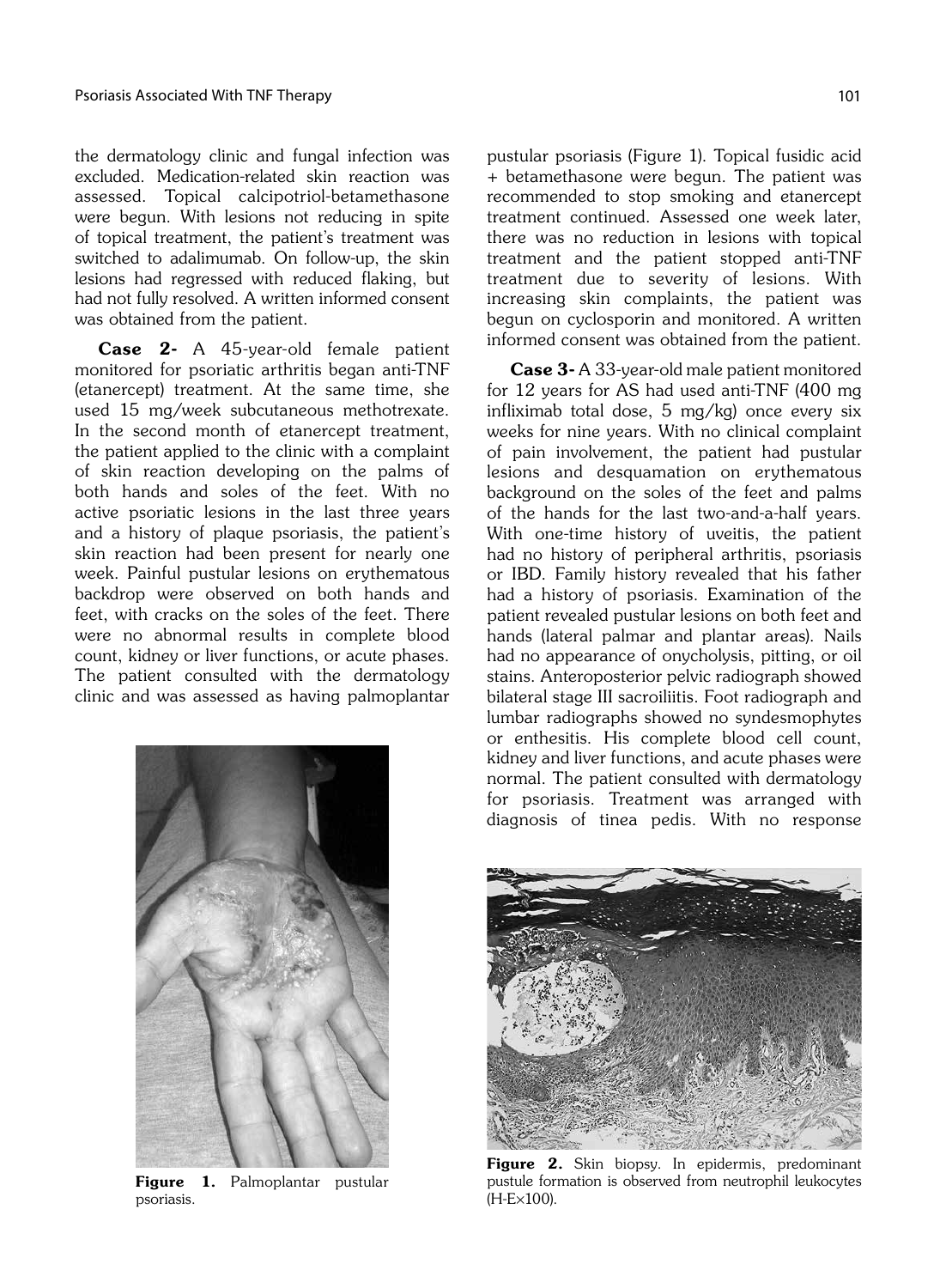the dermatology clinic and fungal infection was excluded. Medication-related skin reaction was assessed. Topical calcipotriol-betamethasone were begun. With lesions not reducing in spite of topical treatment, the patient's treatment was switched to adalimumab. On follow-up, the skin lesions had regressed with reduced flaking, but had not fully resolved. A written informed consent was obtained from the patient.

**Case 2-** A 45-year-old female patient monitored for psoriatic arthritis began anti-TNF (etanercept) treatment. At the same time, she used 15 mg/week subcutaneous methotrexate. In the second month of etanercept treatment, the patient applied to the clinic with a complaint of skin reaction developing on the palms of both hands and soles of the feet. With no active psoriatic lesions in the last three years and a history of plaque psoriasis, the patient's skin reaction had been present for nearly one week. Painful pustular lesions on erythematous backdrop were observed on both hands and feet, with cracks on the soles of the feet. There were no abnormal results in complete blood count, kidney or liver functions, or acute phases. The patient consulted with the dermatology clinic and was assessed as having palmoplantar pustular psoriasis (Figure 1). Topical fusidic acid + betamethasone were begun. The patient was recommended to stop smoking and etanercept treatment continued. Assessed one week later, there was no reduction in lesions with topical treatment and the patient stopped anti-TNF treatment due to severity of lesions. With increasing skin complaints, the patient was begun on cyclosporin and monitored. A written informed consent was obtained from the patient.

**Figure 1.** Palmoplantar pustular psoriasis.

**Case 3-** A 33-year-old male patient monitored for 12 years for AS had used anti-TNF (400 mg infliximab total dose, 5 mg/kg) once every six weeks for nine years. With no clinical complaint of pain involvement, the patient had pustular lesions and desquamation on erythematous background on the soles of the feet and palms of the hands for the last two-and-a-half years. With one-time history of uveitis, the patient had no history of peripheral arthritis, psoriasis or IBD. Family history revealed that his father had a history of psoriasis. Examination of the patient revealed pustular lesions on both feet and hands (lateral palmar and plantar areas). Nails had no appearance of onycholysis, pitting, or oil stains. Anteroposterior pelvic radiograph showed bilateral stage III sacroiliitis. Foot radiograph and lumbar radiographs showed no syndesmophytes or enthesitis. His complete blood cell count, kidney and liver functions, and acute phases were normal. The patient consulted with dermatology for psoriasis. Treatment was arranged with diagnosis of tinea pedis. With no response

**Figure 2.** Skin biopsy. In epidermis, predominant pustule formation is observed from neutrophil leukocytes (H-E×100).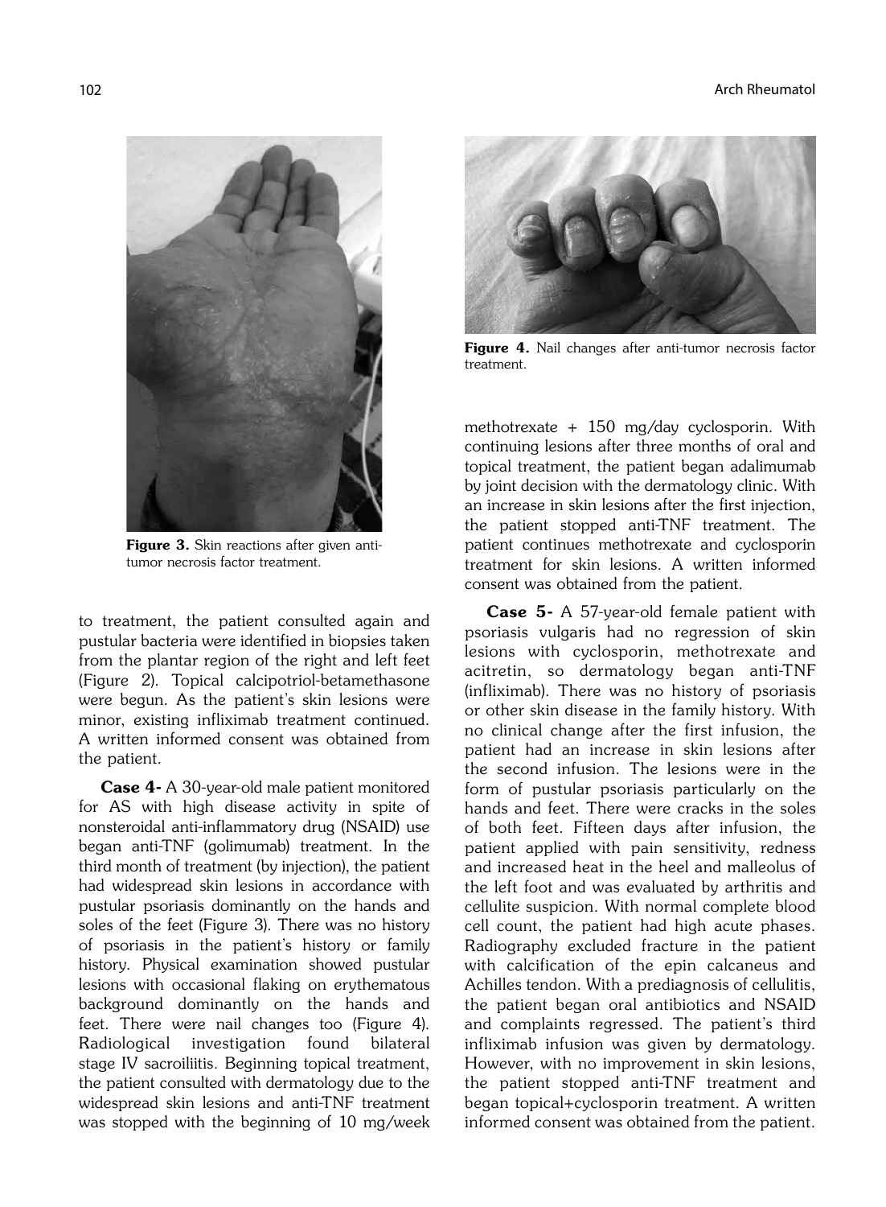Figure 3. Skin reactions after given anti-tumor necrosis factor treatment.

Figure 4. Nail changes after anti-tumor necrosis factor treatment.

to treatment, the patient consulted again and pustular bacteria were identified in biopsies taken from the plantar region of the right and left feet (Figure 2). Topical calcipotriol-betamethasone were begun. As the patient's skin lesions were minor, existing infliximab treatment continued. A written informed consent was obtained from the patient.

**Case 4-** A 30-year-old male patient monitored for AS with high disease activity in spite of nonsteroidal anti-inflammatory drug (NSAID) use began anti-TNF (golimumab) treatment. In the third month of treatment (by injection), the patient had widespread skin lesions in accordance with pustular psoriasis dominantly on the hands and soles of the feet (Figure 3). There was no history of psoriasis in the patient's history or family history. Physical examination showed pustular lesions with occasional flaking on erythematous background dominantly on the hands and feet. There were nail changes too (Figure 4). Radiological investigation found bilateral stage IV sacroiliitis. Beginning topical treatment, the patient consulted with dermatology due to the widespread skin lesions and anti-TNF treatment was stopped with the beginning of 10 mg/week methotrexate + 150 mg/day cyclosporin. With continuing lesions after three months of oral and topical treatment, the patient began adalimumab by joint decision with the dermatology clinic. With an increase in skin lesions after the first injection, the patient stopped anti-TNF treatment. The patient continues methotrexate and cyclosporin treatment for skin lesions. A written informed consent was obtained from the patient.

**Case 5-** A 57-year-old female patient with psoriasis vulgaris had no regression of skin lesions with cyclosporin, methotrexate and acitretin, so dermatology began anti-TNF (infliximab). There was no history of psoriasis or other skin disease in the family history. With no clinical change after the first infusion, the patient had an increase in skin lesions after the second infusion. The lesions were in the form of pustular psoriasis particularly on the hands and feet. There were cracks in the soles of both feet. Fifteen days after infusion, the patient applied with pain sensitivity, redness and increased heat in the heel and malleolus of the left foot and was evaluated by arthritis and cellulite suspicion. With normal complete blood cell count, the patient had high acute phases. Radiography excluded fracture in the patient with calcification of the epin calcaneus and Achilles tendon. With a prediagnosis of cellulitis, the patient began oral antibiotics and NSAID and complaints regressed. The patient's third infliximab infusion was given by dermatology. However, with no improvement in skin lesions, the patient stopped anti-TNF treatment and began topical+cyclosporin treatment. A written informed consent was obtained from the patient.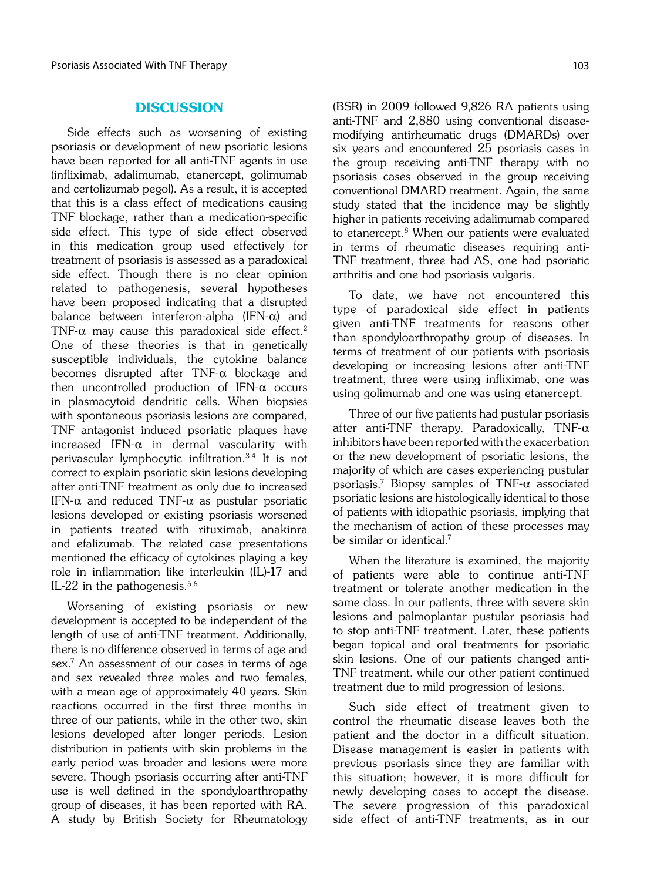## DISCUSSION

Side effects such as worsening of existing psoriasis or development of new psoriatic lesions have been reported for all anti-TNF agents in use (infliximab, adalimumab, etanercept, golimumab and certolizumab pegol). As a result, it is accepted that this is a class effect of medications causing TNF blockage, rather than a medication-specific side effect. This type of side effect observed in this medication group used effectively for treatment of psoriasis is assessed as a paradoxical side effect. Though there is no clear opinion related to pathogenesis, several hypotheses have been proposed indicating that a disrupted balance between interferon-alpha (IFN-α) and TNF-α may cause this paradoxical side effect.[2] One of these theories is that in genetically susceptible individuals, the cytokine balance becomes disrupted after TNF-α blockage and then uncontrolled production of IFN-α occurs in plasmacytoid dendritic cells. When biopsies with spontaneous psoriasis lesions are compared, TNF antagonist induced psoriatic plaques have increased IFN-α in dermal vascularity with perivascular lymphocytic infiltration.[3,4] It is not correct to explain psoriatic skin lesions developing after anti-TNF treatment as only due to increased IFN-α and reduced TNF-α as pustular psoriatic lesions developed or existing psoriasis worsened in patients treated with rituximab, anakinra and efalizumab. The related case presentations mentioned the efficacy of cytokines playing a key role in inflammation like interleukin (IL)-17 and IL-22 in the pathogenesis.[5,6]

Worsening of existing psoriasis or new development is accepted to be independent of the length of use of anti-TNF treatment. Additionally, there is no difference observed in terms of age and sex.[7] An assessment of our cases in terms of age and sex revealed three males and two females, with a mean age of approximately 40 years. Skin reactions occurred in the first three months in three of our patients, while in the other two, skin lesions developed after longer periods. Lesion distribution in patients with skin problems in the early period was broader and lesions were more severe. Though psoriasis occurring after anti-TNF use is well defined in the spondyloarthropathy group of diseases, it has been reported with RA. A study by British Society for Rheumatology (BSR) in 2009 followed 9,826 RA patients using anti-TNF and 2,880 using conventional disease-modifying antirheumatic drugs (DMARDs) over six years and encountered 25 psoriasis cases in the group receiving anti-TNF therapy with no psoriasis cases observed in the group receiving conventional DMARD treatment. Again, the same study stated that the incidence may be slightly higher in patients receiving adalimumab compared to etanercept.[8] When our patients were evaluated in terms of rheumatic diseases requiring anti-TNF treatment, three had AS, one had psoriatic arthritis and one had psoriasis vulgaris.

To date, we have not encountered this type of paradoxical side effect in patients given anti-TNF treatments for reasons other than spondyloarthropathy group of diseases. In terms of treatment of our patients with psoriasis developing or increasing lesions after anti-TNF treatment, three were using infliximab, one was using golimumab and one was using etanercept.

Three of our five patients had pustular psoriasis after anti-TNF therapy. Paradoxically, TNF-α inhibitors have been reported with the exacerbation or the new development of psoriatic lesions, the majority of which are cases experiencing pustular psoriasis.[7] Biopsy samples of TNF-α associated psoriatic lesions are histologically identical to those of patients with idiopathic psoriasis, implying that the mechanism of action of these processes may be similar or identical.[7]

When the literature is examined, the majority of patients were able to continue anti-TNF treatment or tolerate another medication in the same class. In our patients, three with severe skin lesions and palmoplantar pustular psoriasis had to stop anti-TNF treatment. Later, these patients began topical and oral treatments for psoriatic skin lesions. One of our patients changed anti-TNF treatment, while our other patient continued treatment due to mild progression of lesions.

Such side effect of treatment given to control the rheumatic disease leaves both the patient and the doctor in a difficult situation. Disease management is easier in patients with previous psoriasis since they are familiar with this situation; however, it is more difficult for newly developing cases to accept the disease. The severe progression of this paradoxical side effect of anti-TNF treatments, as in our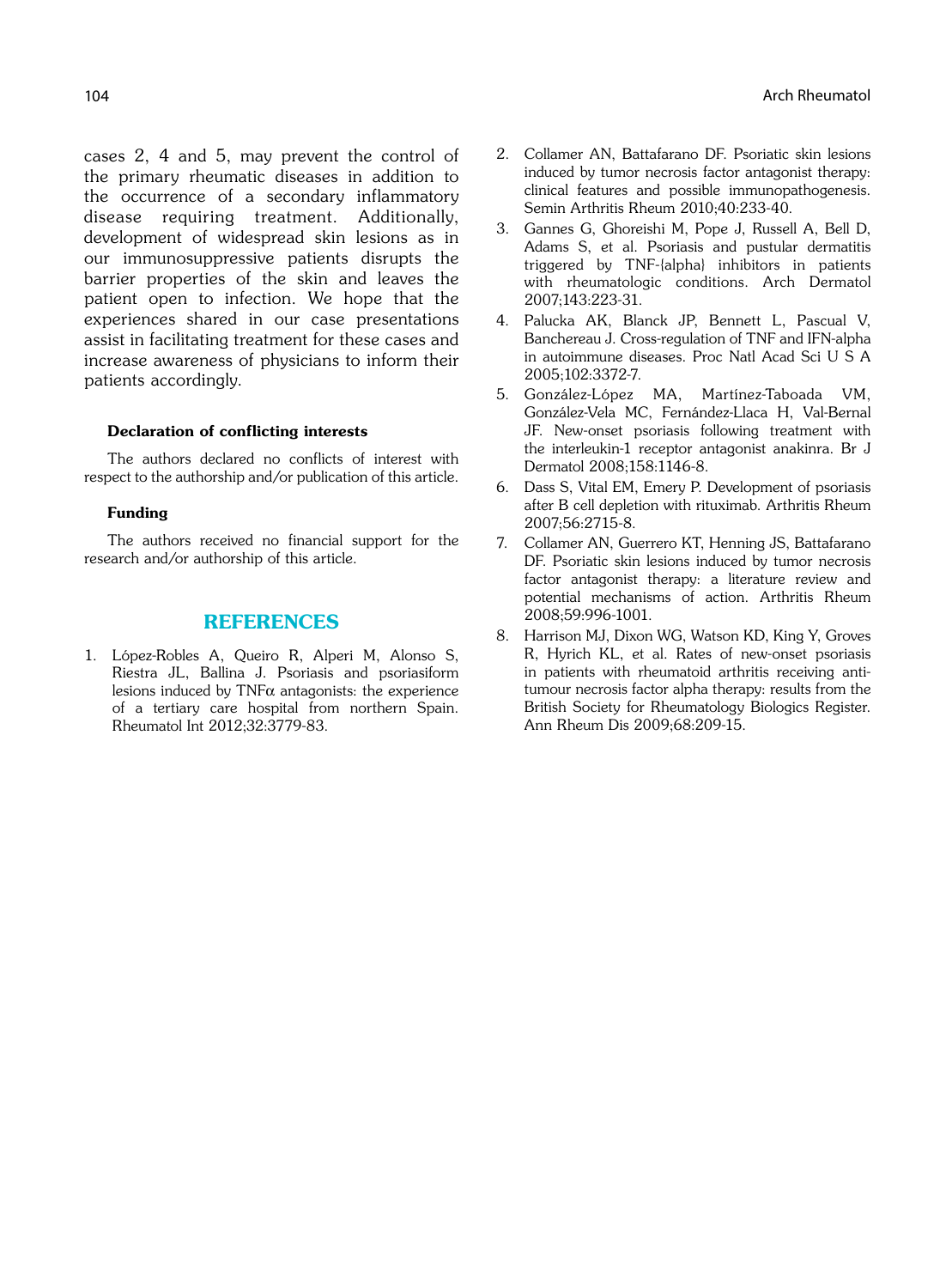cases 2, 4 and 5, may prevent the control of the primary rheumatic diseases in addition to the occurrence of a secondary inflammatory disease requiring treatment. Additionally, development of widespread skin lesions as in our immunosuppressive patients disrupts the barrier properties of the skin and leaves the patient open to infection. We hope that the experiences shared in our case presentations assist in facilitating treatment for these cases and increase awareness of physicians to inform their patients accordingly.

#### Declaration of conflicting interests

The authors declared no conflicts of interest with respect to the authorship and/or publication of this article.

#### Funding

The authors received no financial support for the research and/or authorship of this article.

## REFERENCES

1. López-Robles A, Queiro R, Alperi M, Alonso S, Riestra JL, Ballina J. Psoriasis and psoriasiform lesions induced by TNFα antagonists: the experience of a tertiary care hospital from northern Spain. Rheumatol Int 2012;32:3779-83.
2. Collamer AN, Battafarano DF. Psoriatic skin lesions induced by tumor necrosis factor antagonist therapy: clinical features and possible immunopathogenesis. Semin Arthritis Rheum 2010;40:233-40.
3. Gannes G, Ghoreishi M, Pope J, Russell A, Bell D, Adams S, et al. Psoriasis and pustular dermatitis triggered by TNF-{alpha} inhibitors in patients with rheumatologic conditions. Arch Dermatol 2007;143:223-31.
4. Palucka AK, Blanck JP, Bennett L, Pascual V, Banchereau J. Cross-regulation of TNF and IFN-alpha in autoimmune diseases. Proc Natl Acad Sci U S A 2005;102:3372-7.
5. González-López MA, Martínez-Taboada VM, González-Vela MC, Fernández-Llaca H, Val-Bernal JF. New-onset psoriasis following treatment with the interleukin-1 receptor antagonist anakinra. Br J Dermatol 2008;158:1146-8.
6. Dass S, Vital EM, Emery P. Development of psoriasis after B cell depletion with rituximab. Arthritis Rheum 2007;56:2715-8.
7. Collamer AN, Guerrero KT, Henning JS, Battafarano DF. Psoriatic skin lesions induced by tumor necrosis factor antagonist therapy: a literature review and potential mechanisms of action. Arthritis Rheum 2008;59:996-1001.
8. Harrison MJ, Dixon WG, Watson KD, King Y, Groves R, Hyrich KL, et al. Rates of new-onset psoriasis in patients with rheumatoid arthritis receiving anti-tumour necrosis factor alpha therapy: results from the British Society for Rheumatology Biologics Register. Ann Rheum Dis 2009;68:209-15.